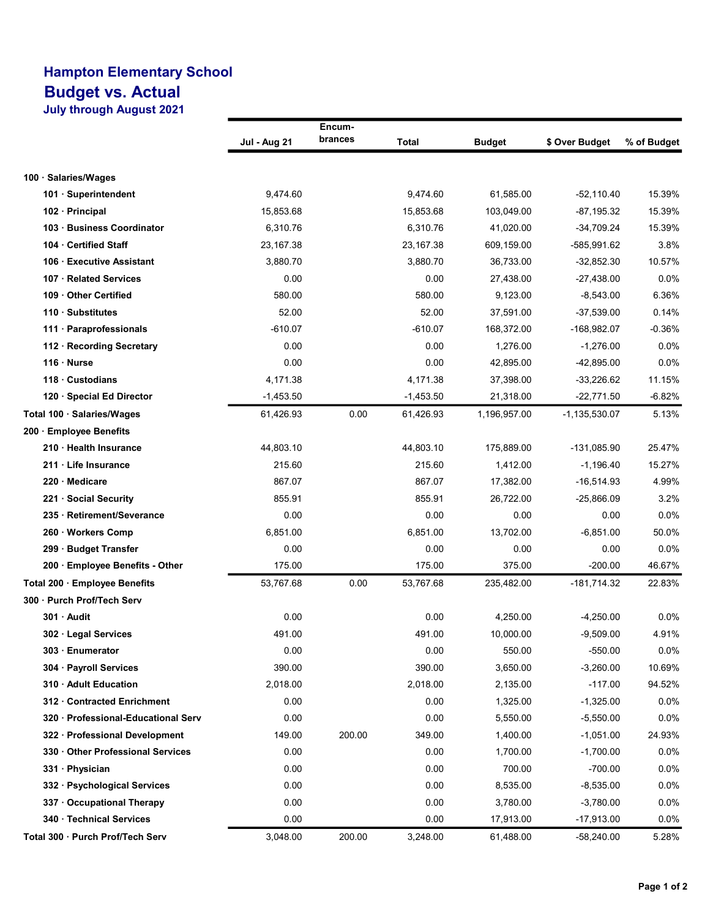# Hampton Elementary School

## Budget vs. Actual

### July through August 2021

| | Jul - Aug 21 | Encum-brances | Total | Budget | $ Over Budget | % of Budget |
|---|---|---|---|---|---|---|
| **100 · Salaries/Wages** | | | | | | |
| **101 · Superintendent** | 9,474.60 | | 9,474.60 | 61,585.00 | -52,110.40 | 15.39% |
| **102 · Principal** | 15,853.68 | | 15,853.68 | 103,049.00 | -87,195.32 | 15.39% |
| **103 · Business Coordinator** | 6,310.76 | | 6,310.76 | 41,020.00 | -34,709.24 | 15.39% |
| **104 · Certified Staff** | 23,167.38 | | 23,167.38 | 609,159.00 | -585,991.62 | 3.8% |
| **106 · Executive Assistant** | 3,880.70 | | 3,880.70 | 36,733.00 | -32,852.30 | 10.57% |
| **107 · Related Services** | 0.00 | | 0.00 | 27,438.00 | -27,438.00 | 0.0% |
| **109 · Other Certified** | 580.00 | | 580.00 | 9,123.00 | -8,543.00 | 6.36% |
| **110 · Substitutes** | 52.00 | | 52.00 | 37,591.00 | -37,539.00 | 0.14% |
| **111 · Paraprofessionals** | -610.07 | | -610.07 | 168,372.00 | -168,982.07 | -0.36% |
| **112 · Recording Secretary** | 0.00 | | 0.00 | 1,276.00 | -1,276.00 | 0.0% |
| **116 · Nurse** | 0.00 | | 0.00 | 42,895.00 | -42,895.00 | 0.0% |
| **118 · Custodians** | 4,171.38 | | 4,171.38 | 37,398.00 | -33,226.62 | 11.15% |
| **120 · Special Ed Director** | -1,453.50 | | -1,453.50 | 21,318.00 | -22,771.50 | -6.82% |
| **Total 100 · Salaries/Wages** | 61,426.93 | 0.00 | 61,426.93 | 1,196,957.00 | -1,135,530.07 | 5.13% |
| **200 · Employee Benefits** | | | | | | |
| **210 · Health Insurance** | 44,803.10 | | 44,803.10 | 175,889.00 | -131,085.90 | 25.47% |
| **211 · Life Insurance** | 215.60 | | 215.60 | 1,412.00 | -1,196.40 | 15.27% |
| **220 · Medicare** | 867.07 | | 867.07 | 17,382.00 | -16,514.93 | 4.99% |
| **221 · Social Security** | 855.91 | | 855.91 | 26,722.00 | -25,866.09 | 3.2% |
| **235 · Retirement/Severance** | 0.00 | | 0.00 | 0.00 | 0.00 | 0.0% |
| **260 · Workers Comp** | 6,851.00 | | 6,851.00 | 13,702.00 | -6,851.00 | 50.0% |
| **299 · Budget Transfer** | 0.00 | | 0.00 | 0.00 | 0.00 | 0.0% |
| **200 · Employee Benefits - Other** | 175.00 | | 175.00 | 375.00 | -200.00 | 46.67% |
| **Total 200 · Employee Benefits** | 53,767.68 | 0.00 | 53,767.68 | 235,482.00 | -181,714.32 | 22.83% |
| **300 · Purch Prof/Tech Serv** | | | | | | |
| **301 · Audit** | 0.00 | | 0.00 | 4,250.00 | -4,250.00 | 0.0% |
| **302 · Legal Services** | 491.00 | | 491.00 | 10,000.00 | -9,509.00 | 4.91% |
| **303 · Enumerator** | 0.00 | | 0.00 | 550.00 | -550.00 | 0.0% |
| **304 · Payroll Services** | 390.00 | | 390.00 | 3,650.00 | -3,260.00 | 10.69% |
| **310 · Adult Education** | 2,018.00 | | 2,018.00 | 2,135.00 | -117.00 | 94.52% |
| **312 · Contracted Enrichment** | 0.00 | | 0.00 | 1,325.00 | -1,325.00 | 0.0% |
| **320 · Professional-Educational Serv** | 0.00 | | 0.00 | 5,550.00 | -5,550.00 | 0.0% |
| **322 · Professional Development** | 149.00 | 200.00 | 349.00 | 1,400.00 | -1,051.00 | 24.93% |
| **330 · Other Professional Services** | 0.00 | | 0.00 | 1,700.00 | -1,700.00 | 0.0% |
| **331 · Physician** | 0.00 | | 0.00 | 700.00 | -700.00 | 0.0% |
| **332 · Psychological Services** | 0.00 | | 0.00 | 8,535.00 | -8,535.00 | 0.0% |
| **337 · Occupational Therapy** | 0.00 | | 0.00 | 3,780.00 | -3,780.00 | 0.0% |
| **340 · Technical Services** | 0.00 | | 0.00 | 17,913.00 | -17,913.00 | 0.0% |
| **Total 300 · Purch Prof/Tech Serv** | 3,048.00 | 200.00 | 3,248.00 | 61,488.00 | -58,240.00 | 5.28% |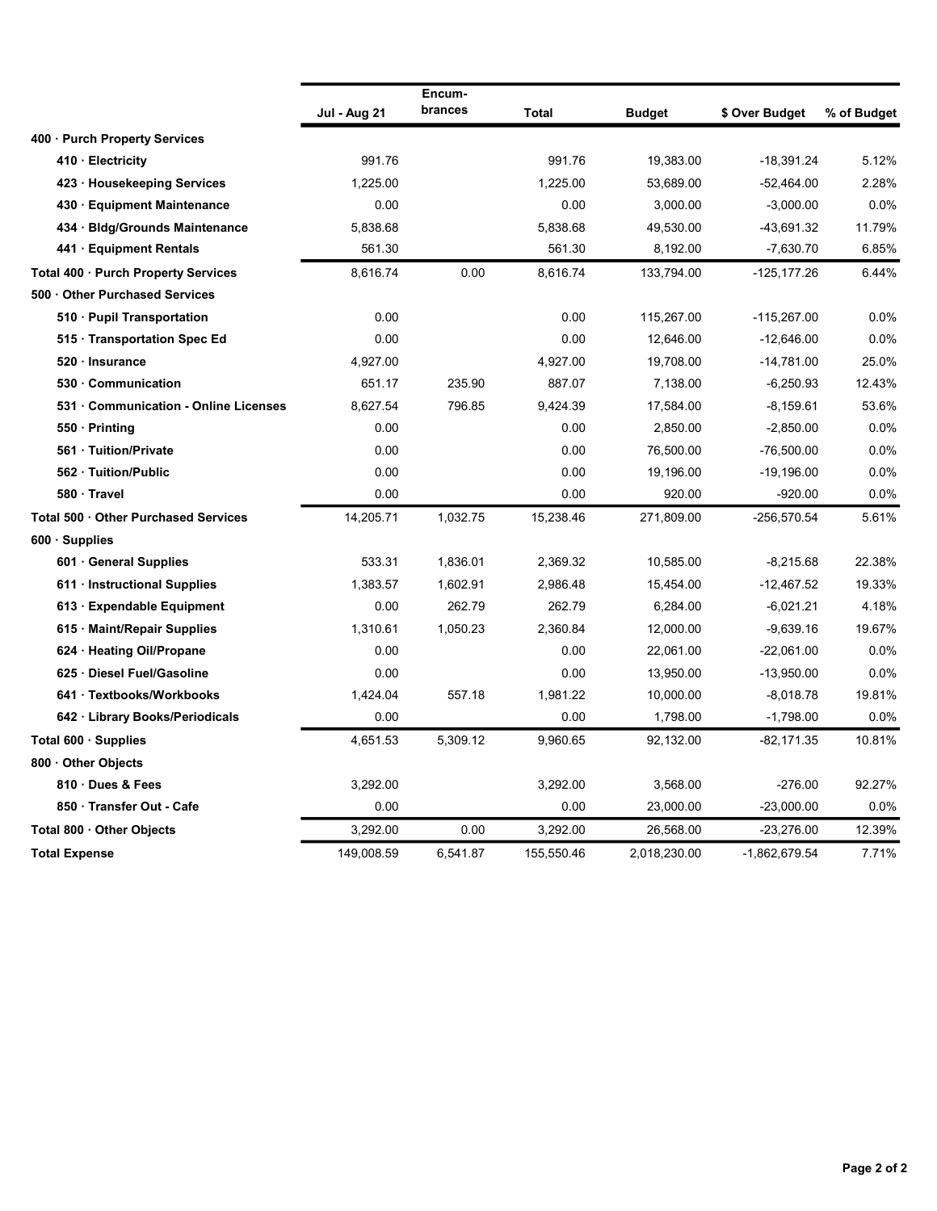| | Jul - Aug 21 | Encum-brances | Total | Budget | $ Over Budget | % of Budget |
|---|---|---|---|---|---|---|
| **400 · Purch Property Services** | | | | | | |
| **410 · Electricity** | 991.76 | | 991.76 | 19,383.00 | -18,391.24 | 5.12% |
| **423 · Housekeeping Services** | 1,225.00 | | 1,225.00 | 53,689.00 | -52,464.00 | 2.28% |
| **430 · Equipment Maintenance** | 0.00 | | 0.00 | 3,000.00 | -3,000.00 | 0.0% |
| **434 · Bldg/Grounds Maintenance** | 5,838.68 | | 5,838.68 | 49,530.00 | -43,691.32 | 11.79% |
| **441 · Equipment Rentals** | 561.30 | | 561.30 | 8,192.00 | -7,630.70 | 6.85% |
| **Total 400 · Purch Property Services** | 8,616.74 | 0.00 | 8,616.74 | 133,794.00 | -125,177.26 | 6.44% |
| **500 · Other Purchased Services** | | | | | | |
| **510 · Pupil Transportation** | 0.00 | | 0.00 | 115,267.00 | -115,267.00 | 0.0% |
| **515 · Transportation Spec Ed** | 0.00 | | 0.00 | 12,646.00 | -12,646.00 | 0.0% |
| **520 · Insurance** | 4,927.00 | | 4,927.00 | 19,708.00 | -14,781.00 | 25.0% |
| **530 · Communication** | 651.17 | 235.90 | 887.07 | 7,138.00 | -6,250.93 | 12.43% |
| **531 · Communication - Online Licenses** | 8,627.54 | 796.85 | 9,424.39 | 17,584.00 | -8,159.61 | 53.6% |
| **550 · Printing** | 0.00 | | 0.00 | 2,850.00 | -2,850.00 | 0.0% |
| **561 · Tuition/Private** | 0.00 | | 0.00 | 76,500.00 | -76,500.00 | 0.0% |
| **562 · Tuition/Public** | 0.00 | | 0.00 | 19,196.00 | -19,196.00 | 0.0% |
| **580 · Travel** | 0.00 | | 0.00 | 920.00 | -920.00 | 0.0% |
| **Total 500 · Other Purchased Services** | 14,205.71 | 1,032.75 | 15,238.46 | 271,809.00 | -256,570.54 | 5.61% |
| **600 · Supplies** | | | | | | |
| **601 · General Supplies** | 533.31 | 1,836.01 | 2,369.32 | 10,585.00 | -8,215.68 | 22.38% |
| **611 · Instructional Supplies** | 1,383.57 | 1,602.91 | 2,986.48 | 15,454.00 | -12,467.52 | 19.33% |
| **613 · Expendable Equipment** | 0.00 | 262.79 | 262.79 | 6,284.00 | -6,021.21 | 4.18% |
| **615 · Maint/Repair Supplies** | 1,310.61 | 1,050.23 | 2,360.84 | 12,000.00 | -9,639.16 | 19.67% |
| **624 · Heating Oil/Propane** | 0.00 | | 0.00 | 22,061.00 | -22,061.00 | 0.0% |
| **625 · Diesel Fuel/Gasoline** | 0.00 | | 0.00 | 13,950.00 | -13,950.00 | 0.0% |
| **641 · Textbooks/Workbooks** | 1,424.04 | 557.18 | 1,981.22 | 10,000.00 | -8,018.78 | 19.81% |
| **642 · Library Books/Periodicals** | 0.00 | | 0.00 | 1,798.00 | -1,798.00 | 0.0% |
| **Total 600 · Supplies** | 4,651.53 | 5,309.12 | 9,960.65 | 92,132.00 | -82,171.35 | 10.81% |
| **800 · Other Objects** | | | | | | |
| **810 · Dues & Fees** | 3,292.00 | | 3,292.00 | 3,568.00 | -276.00 | 92.27% |
| **850 · Transfer Out - Cafe** | 0.00 | | 0.00 | 23,000.00 | -23,000.00 | 0.0% |
| **Total 800 · Other Objects** | 3,292.00 | 0.00 | 3,292.00 | 26,568.00 | -23,276.00 | 12.39% |
| **Total Expense** | 149,008.59 | 6,541.87 | 155,550.46 | 2,018,230.00 | -1,862,679.54 | 7.71% |